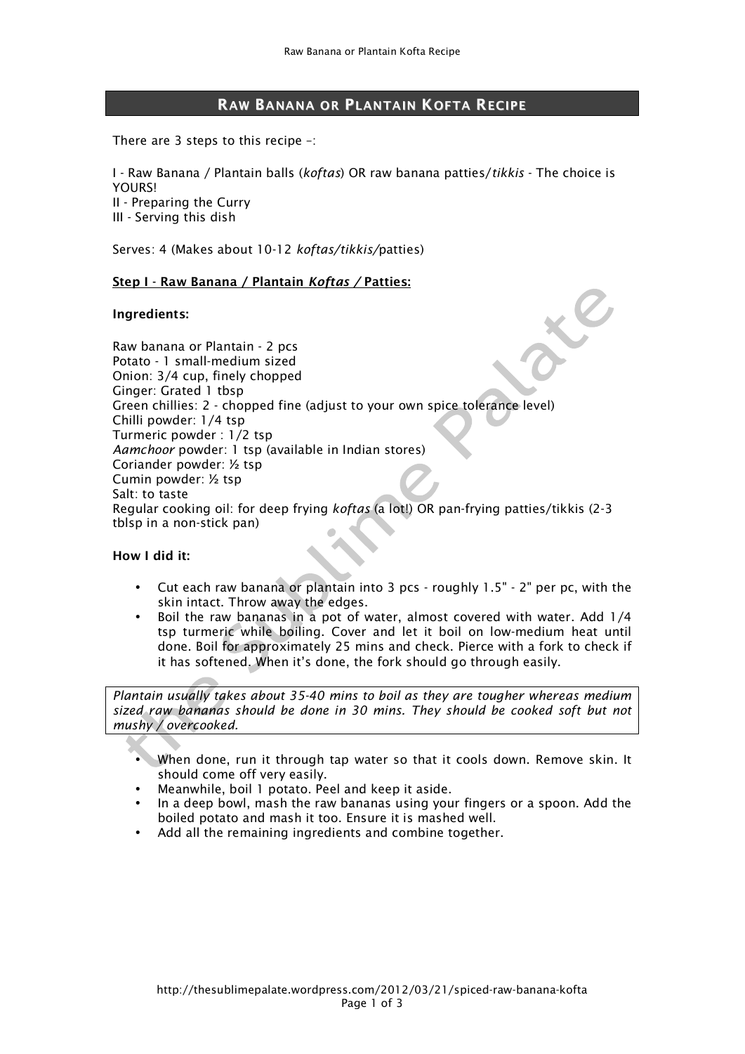# Raw Banana or Plantain Kofta Recipe

There are 3 steps to this recipe –:

I - Raw Banana / Plantain balls (*koftas*) OR raw banana patties/*tikkis* - The choice is YOURS!
II - Preparing the Curry
III - Serving this dish

Serves: 4 (Makes about 10-12 *koftas/tikkis/*patties)

**Step I - Raw Banana / Plantain *Koftas* / Patties:**

**Ingredients:**

Raw banana or Plantain - 2 pcs
Potato - 1 small-medium sized
Onion: 3/4 cup, finely chopped
Ginger: Grated 1 tbsp
Green chillies: 2 - chopped fine (adjust to your own spice tolerance level)
Chilli powder: 1/4 tsp
Turmeric powder : 1/2 tsp
*Aamchoor* powder: 1 tsp (available in Indian stores)
Coriander powder: ½ tsp
Cumin powder: ½ tsp
Salt: to taste
Regular cooking oil: for deep frying *koftas* (a lot!) OR pan-frying patties/tikkis (2-3 tblsp in a non-stick pan)

**How I did it:**

- Cut each raw banana or plantain into 3 pcs - roughly 1.5" - 2" per pc, with the skin intact. Throw away the edges.
- Boil the raw bananas in a pot of water, almost covered with water. Add 1/4 tsp turmeric while boiling. Cover and let it boil on low-medium heat until done. Boil for approximately 25 mins and check. Pierce with a fork to check if it has softened. When it's done, the fork should go through easily.

*Plantain usually takes about 35-40 mins to boil as they are tougher whereas medium sized raw bananas should be done in 30 mins. They should be cooked soft but not mushy / overcooked.*

- When done, run it through tap water so that it cools down. Remove skin. It should come off very easily.
- Meanwhile, boil 1 potato. Peel and keep it aside.
- In a deep bowl, mash the raw bananas using your fingers or a spoon. Add the boiled potato and mash it too. Ensure it is mashed well.
- Add all the remaining ingredients and combine together.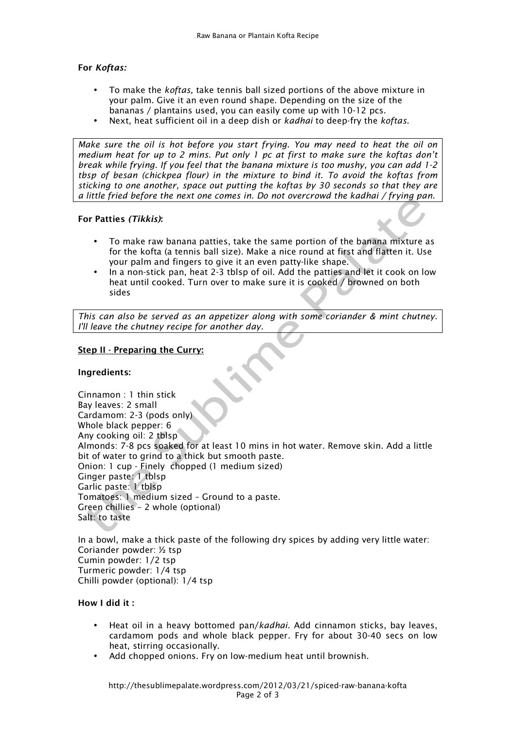**For *Koftas:***

- To make the *koftas,* take tennis ball sized portions of the above mixture in your palm. Give it an even round shape. Depending on the size of the bananas / plantains used, you can easily come up with 10-12 pcs.
- Next, heat sufficient oil in a deep dish or *kadhai* to deep-fry the *koftas.*

*Make sure the oil is hot before you start frying. You may need to heat the oil on medium heat for up to 2 mins. Put only 1 pc at first to make sure the koftas don't break while frying. If you feel that the banana mixture is too mushy, you can add 1-2 tbsp of besan (chickpea flour) in the mixture to bind it. To avoid the koftas from sticking to one another, space out putting the koftas by 30 seconds so that they are a little fried before the next one comes in. Do not overcrowd the kadhai / frying pan.*

**For Patties *(Tikkis)*:**

- To make raw banana patties, take the same portion of the banana mixture as for the kofta (a tennis ball size). Make a nice round at first and flatten it. Use your palm and fingers to give it an even patty-like shape.
- In a non-stick pan, heat 2-3 tblsp of oil. Add the patties and let it cook on low heat until cooked. Turn over to make sure it is cooked / browned on both sides

*This can also be served as an appetizer along with some coriander & mint chutney. I'll leave the chutney recipe for another day.*

**Step II - Preparing the Curry:**

**Ingredients:**

Cinnamon : 1 thin stick
Bay leaves: 2 small
Cardamom: 2-3 (pods only)
Whole black pepper: 6
Any cooking oil: 2 tblsp
Almonds: 7-8 pcs soaked for at least 10 mins in hot water. Remove skin. Add a little bit of water to grind to a thick but smooth paste.
Onion: 1 cup - Finely chopped (1 medium sized)
Ginger paste: 1 tblsp
Garlic paste: 1 tblsp
Tomatoes: 1 medium sized – Ground to a paste.
Green chillies – 2 whole (optional)
Salt: to taste

In a bowl, make a thick paste of the following dry spices by adding very little water:
Coriander powder: ½ tsp
Cumin powder: 1/2 tsp
Turmeric powder: 1/4 tsp
Chilli powder (optional): 1/4 tsp

**How I did it :**

- Heat oil in a heavy bottomed pan/*kadhai*. Add cinnamon sticks, bay leaves, cardamom pods and whole black pepper. Fry for about 30-40 secs on low heat, stirring occasionally.
- Add chopped onions. Fry on low-medium heat until brownish.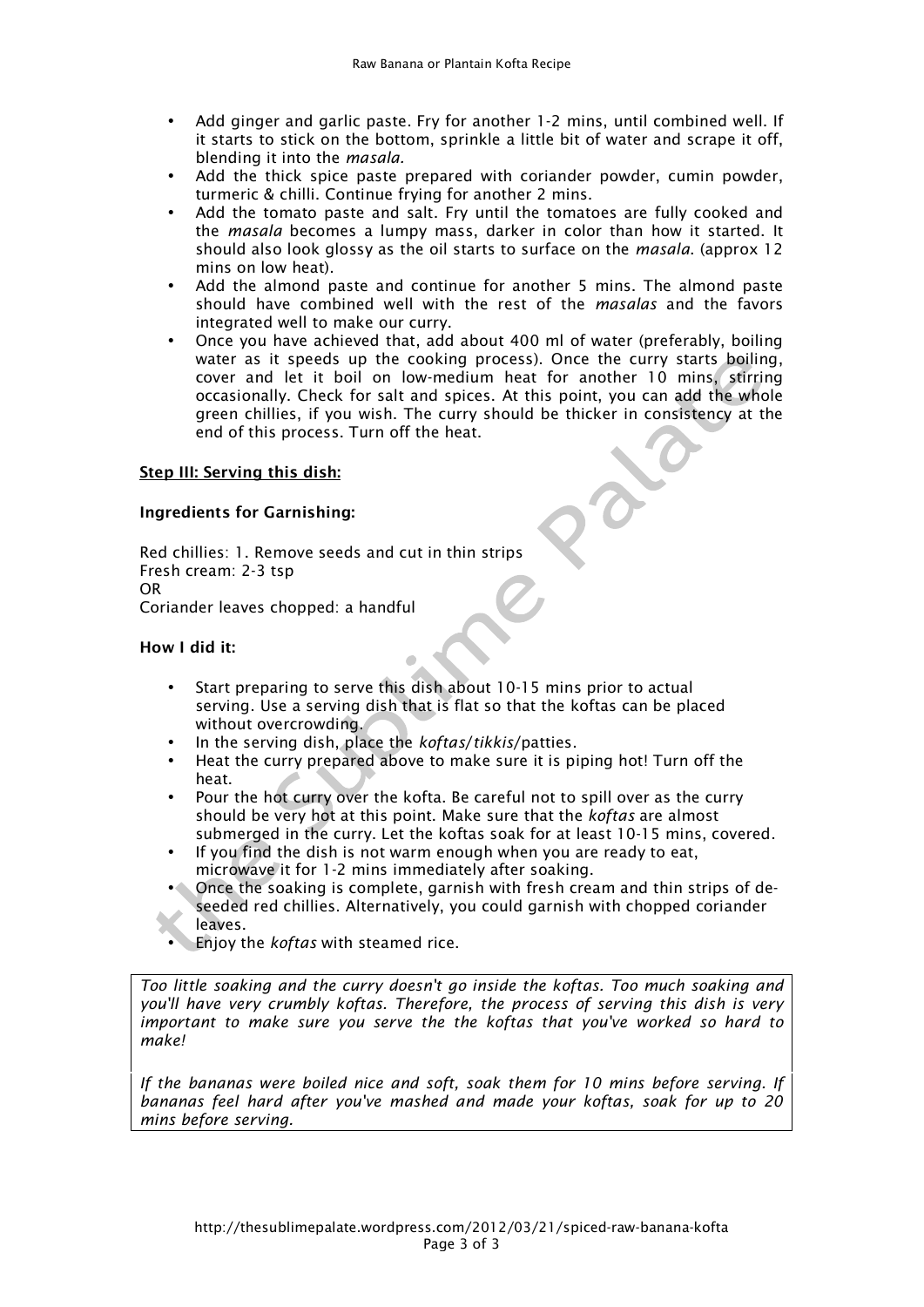- Add ginger and garlic paste. Fry for another 1-2 mins, until combined well. If it starts to stick on the bottom, sprinkle a little bit of water and scrape it off, blending it into the *masala.*
- Add the thick spice paste prepared with coriander powder, cumin powder, turmeric & chilli. Continue frying for another 2 mins.
- Add the tomato paste and salt. Fry until the tomatoes are fully cooked and the *masala* becomes a lumpy mass, darker in color than how it started. It should also look glossy as the oil starts to surface on the *masala.* (approx 12 mins on low heat).
- Add the almond paste and continue for another 5 mins. The almond paste should have combined well with the rest of the *masalas* and the favors integrated well to make our curry.
- Once you have achieved that, add about 400 ml of water (preferably, boiling water as it speeds up the cooking process). Once the curry starts boiling, cover and let it boil on low-medium heat for another 10 mins, stirring occasionally. Check for salt and spices. At this point, you can add the whole green chillies, if you wish. The curry should be thicker in consistency at the end of this process. Turn off the heat.

**Step III: Serving this dish:**

**Ingredients for Garnishing:**

Red chillies: 1. Remove seeds and cut in thin strips
Fresh cream: 2-3 tsp
OR
Coriander leaves chopped: a handful

**How I did it:**

- Start preparing to serve this dish about 10-15 mins prior to actual serving. Use a serving dish that is flat so that the koftas can be placed without overcrowding.
- In the serving dish, place the *koftas/tikkis*/patties.
- Heat the curry prepared above to make sure it is piping hot! Turn off the heat.
- Pour the hot curry over the kofta. Be careful not to spill over as the curry should be very hot at this point. Make sure that the *koftas* are almost submerged in the curry. Let the koftas soak for at least 10-15 mins, covered.
- If you find the dish is not warm enough when you are ready to eat, microwave it for 1-2 mins immediately after soaking.
- Once the soaking is complete, garnish with fresh cream and thin strips of de-seeded red chillies. Alternatively, you could garnish with chopped coriander leaves.
- Enjoy the *koftas* with steamed rice.

*Too little soaking and the curry doesn't go inside the koftas. Too much soaking and you'll have very crumbly koftas. Therefore, the process of serving this dish is very important to make sure you serve the the koftas that you've worked so hard to make!*

*If the bananas were boiled nice and soft, soak them for 10 mins before serving. If bananas feel hard after you've mashed and made your koftas, soak for up to 20 mins before serving.*